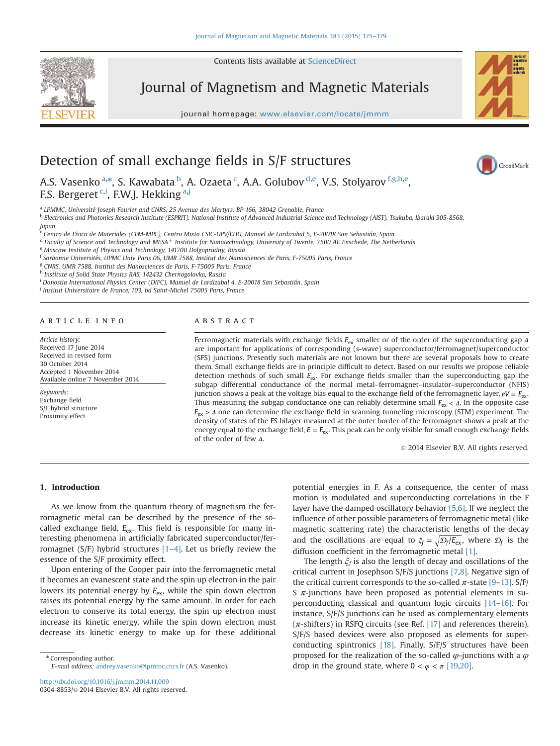# Detection of small exchange fields in S/F structures

A.S. Vasenko [a,*], S. Kawabata [b], A. Ozaeta [c], A.A. Golubov [d,e], V.S. Stolyarov [f,g,h,e], F.S. Bergeret [c,i], F.W.J. Hekking [a,j]

[a] LPMMC, Université Joseph Fourier and CNRS, 25 Avenue des Martyrs, BP 166, 38042 Grenoble, France
[b] Electronics and Photonics Research Institute (ESPRIT), National Institute of Advanced Industrial Science and Technology (AIST), Tsukuba, Ibaraki 305-8568, Japan
[c] Centro de Física de Materiales (CFM-MPC), Centro Mixto CSIC-UPV/EHU, Manuel de Lardizabal 5, E-20018 San Sebastián, Spain
[d] Faculty of Science and Technology and MESA+ Institute for Nanotechnology, University of Twente, 7500 AE Enschede, The Netherlands
[e] Moscow Institute of Physics and Technology, 141700 Dolgoprudny, Russia
[f] Sorbonne Universités, UPMC Univ Paris 06, UMR 7588, Institut des Nanosciences de Paris, F-75005 Paris, France
[g] CNRS, UMR 7588, Institut des Nanosciences de Paris, F-75005 Paris, France
[h] Institute of Solid State Physics RAS, 142432 Chernogolovka, Russia
[i] Donostia International Physics Center (DIPC), Manuel de Lardizabal 4, E-20018 San Sebastián, Spain
[j] Institut Universitaire de France, 103, bd Saint-Michel 75005 Paris, France

## ARTICLE INFO

*Article history:*
Received 17 June 2014
Received in revised form 30 October 2014
Accepted 1 November 2014
Available online 7 November 2014

*Keywords:*
Exchange field
S/F hybrid structure
Proximity effect

## ABSTRACT

Ferromagnetic materials with exchange fields $E_{ex}$ smaller or of the order of the superconducting gap $\Delta$ are important for applications of corresponding (s-wave) superconductor/ferromagnetic/superconductor (SFS) junctions. Presently such materials are not known but there are several proposals how to create them. Small exchange fields are in principle difficult to detect. Based on our results we propose reliable detection methods of such small $E_{ex}$. For exchange fields smaller than the superconducting gap the subgap differential conductance of the normal metal–ferromagnet–insulator–superconductor (NFIS) junction shows a peak at the voltage bias equal to the exchange field of the ferromagnetic layer, $eV = E_{ex}$. Thus measuring the subgap conductance one can reliably determine small $E_{ex} < \Delta$. In the opposite case $E_{ex} > \Delta$ one can determine the exchange field in scanning tunneling microscopy (STM) experiment. The density of states of the FS bilayer measured at the outer border of the ferromagnet shows a peak at the energy equal to the exchange field, $E = E_{ex}$. This peak can be only visible for small enough exchange fields of the order of few $\Delta$.

© 2014 Elsevier B.V. All rights reserved.

## 1. Introduction

As we know from the quantum theory of magnetism the ferromagnetic metal can be described by the presence of the so-called exchange field, $E_{ex}$. This field is responsible for many interesting phenomena in artificially fabricated superconductor/ferromagnet (S/F) hybrid structures [1–4]. Let us briefly review the essence of the S/F proximity effect.

Upon entering of the Cooper pair into the ferromagnetic metal it becomes an evanescent state and the spin up electron in the pair lowers its potential energy by $E_{ex}$, while the spin down electron raises its potential energy by the same amount. In order for each electron to conserve its total energy, the spin up electron must increase its kinetic energy, while the spin down electron must decrease its kinetic energy to make up for these additional potential energies in F. As a consequence, the center of mass motion is modulated and superconducting correlations in the F layer have the damped oscillatory behavior [5,6]. If we neglect the influence of other possible parameters of ferromagnetic metal (like magnetic scattering rate) the characteristic lengths of the decay and the oscillations are equal to $\xi_f = \sqrt{\mathcal{D}_f/E_{ex}}$, where $\mathcal{D}_f$ is the diffusion coefficient in the ferromagnetic metal [1].

The length $\xi_f$ is also the length of decay and oscillations of the critical current in Josephson S/F/S junctions [7,8]. Negative sign of the critical current corresponds to the so-called $\pi$-state [9–13]. S/F/S $\pi$-junctions have been proposed as potential elements in superconducting classical and quantum logic circuits [14–16]. For instance, S/F/S junctions can be used as complementary elements ($\pi$-shifters) in RSFQ circuits (see Ref. [17] and references therein). S/F/S based devices were also proposed as elements for superconducting spintronics [18]. Finally, S/F/S structures have been proposed for the realization of the so-called $\varphi$-junctions with a $\varphi$ drop in the ground state, where $0 < \varphi < \pi$ [19,20].

* Corresponding author.
*E-mail address:* andrey.vasenko@lpmmc.cnrs.fr (A.S. Vasenko).

http://dx.doi.org/10.1016/j.jmmm.2014.11.009
0304-8853/© 2014 Elsevier B.V. All rights reserved.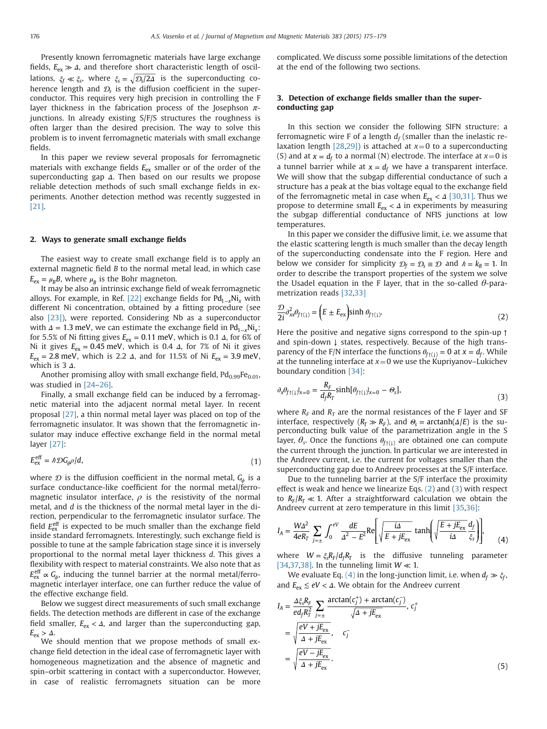Presently known ferromagnetic materials have large exchange fields, $E_{ex} \gg \Delta$, and therefore short characteristic length of oscillations, $\xi_f \ll \xi_s$, where $\xi_s = \sqrt{\mathcal{D}_s/2\Delta}$ is the superconducting coherence length and $\mathcal{D}_s$ is the diffusion coefficient in the superconductor. This requires very high precision in controlling the F layer thickness in the fabrication process of the Josephson $\pi$-junctions. In already existing S/F/S structures the roughness is often larger than the desired precision. The way to solve this problem is to invent ferromagnetic materials with small exchange fields.

In this paper we review several proposals for ferromagnetic materials with exchange fields $E_{ex}$ smaller or of the order of the superconducting gap $\Delta$. Then based on our results we propose reliable detection methods of such small exchange fields in experiments. Another detection method was recently suggested in [21].

## 2. Ways to generate small exchange fields

The easiest way to create small exchange field is to apply an external magnetic field $B$ to the normal metal lead, in which case $E_{ex} = \mu_B B$, where $\mu_B$ is the Bohr magneton.

It may be also an intrinsic exchange field of weak ferromagnetic alloys. For example, in Ref. [22] exchange fields for $Pd_{1-x}Ni_x$ with different Ni concentration, obtained by a fitting procedure (see also [23]), were reported. Considering Nb as a superconductor with $\Delta = 1.3$ meV, we can estimate the exchange field in $Pd_{1-x}Ni_x$: for 5.5% of Ni fitting gives $E_{ex} = 0.11$ meV, which is 0.1 $\Delta$, for 6% of Ni it gives $E_{ex} = 0.45$ meV, which is 0.4 $\Delta$, for 7% of Ni it gives $E_{ex} = 2.8$ meV, which is 2.2 $\Delta$, and for 11.5% of Ni $E_{ex} = 3.9$ meV, which is 3 $\Delta$.

Another promising alloy with small exchange field, $Pd_{0.99}Fe_{0.01}$, was studied in [24–26].

Finally, a small exchange field can be induced by a ferromagnetic material into the adjacent normal metal layer. In recent proposal [27], a thin normal metal layer was placed on top of the ferromagnetic insulator. It was shown that the ferromagnetic insulator may induce effective exchange field in the normal metal layer [27]:

$$E_{ex}^{eff} = \hbar \mathcal{D} G_{\phi} \rho / d, \tag{1}$$

where $\mathcal{D}$ is the diffusion coefficient in the normal metal, $G_{\phi}$ is a surface conductance-like coefficient for the normal metal/ferromagnetic insulator interface, $\rho$ is the resistivity of the normal metal, and $d$ is the thickness of the normal metal layer in the direction, perpendicular to the ferromagnetic insulator surface. The field $E_{ex}^{eff}$ is expected to be much smaller than the exchange field inside standard ferromagnets. Interestingly, such exchange field is possible to tune at the sample fabrication stage since it is inversely proportional to the normal metal layer thickness $d$. This gives a flexibility with respect to material constraints. We also note that as $E_{ex}^{eff} \propto G_{\phi}$, inducing the tunnel barrier at the normal metal/ferromagnetic interlayer interface, one can further reduce the value of the effective exchange field.

Below we suggest direct measurements of such small exchange fields. The detection methods are different in case of the exchange field smaller, $E_{ex} < \Delta$, and larger than the superconducting gap, $E_{ex} > \Delta$.

We should mention that we propose methods of small exchange field detection in the ideal case of ferromagnetic layer with homogeneous magnetization and the absence of magnetic and spin–orbit scattering in contact with a superconductor. However, in case of realistic ferromagnets situation can be more complicated. We discuss some possible limitations of the detection at the end of the following two sections.

## 3. Detection of exchange fields smaller than the superconducting gap

In this section we consider the following SIFN structure: a ferromagnetic wire F of a length $d_f$ (smaller than the inelastic relaxation length [28,29]) is attached at $x=0$ to a superconducting (S) and at $x = d_f$ to a normal (N) electrode. The interface at $x=0$ is a tunnel barrier while at $x = d_f$ we have a transparent interface. We will show that the subgap differential conductance of such a structure has a peak at the bias voltage equal to the exchange field of the ferromagnetic metal in case when $E_{ex} < \Delta$ [30,31]. Thus we propose to determine small $E_{ex} < \Delta$ in experiments by measuring the subgap differential conductance of NFIS junctions at low temperatures.

In this paper we consider the diffusive limit, i.e. we assume that the elastic scattering length is much smaller than the decay length of the superconducting condensate into the F region. Here and below we consider for simplicity $\mathcal{D}_f = \mathcal{D}_s \equiv \mathcal{D}$ and $\hbar = k_B = 1$. In order to describe the transport properties of the system we solve the Usadel equation in the F layer, that in the so-called $\theta$-parametrization reads [32,33]

$$\frac{\mathcal{D}}{2i} \partial_{xx}^2 \theta_{f\uparrow(\downarrow)} = \left(E \pm E_{ex}\right) \sinh \theta_{f\uparrow(\downarrow)}. \tag{2}$$

Here the positive and negative signs correspond to the spin-up $\uparrow$ and spin-down $\downarrow$ states, respectively. Because of the high transparency of the F/N interface the functions $\theta_{f\uparrow(\downarrow)} = 0$ at $x = d_f$. While at the tunneling interface at $x=0$ we use the Kupriyanov–Lukichev boundary condition [34]:

$$\partial_x \theta_{f\uparrow(\downarrow)}|_{x=0} = \frac{R_F}{d_f R_T} \sinh[\theta_{f\uparrow(\downarrow)}|_{x=0} - \Theta_s], \tag{3}$$

where $R_F$ and $R_T$ are the normal resistances of the F layer and SF interface, respectively ($R_T \gg R_F$), and $\Theta_s = \text{arctanh}(\Delta/E)$ is the superconducting bulk value of the parametrization angle in the S layer, $\theta_s$. Once the functions $\theta_{f\uparrow(\downarrow)}$ are obtained one can compute the current through the junction. In particular we are interested in the Andreev current, i.e. the current for voltages smaller than the superconducting gap due to Andreev processes at the S/F interface.

Due to the tunneling barrier at the S/F interface the proximity effect is weak and hence we linearize Eqs. (2) and (3) with respect to $R_F/R_T \ll 1$. After a straightforward calculation we obtain the Andreev current at zero temperature in this limit [35,36]:

$$I_A = \frac{W\Delta^2}{4eR_T} \sum_{j=\pm} \int_0^{eV} \frac{dE}{\Delta^2 - E^2} \text{Re}\left[\sqrt{\frac{i\Delta}{E + jE_{ex}}} \tanh\left(\sqrt{\frac{E + jE_{ex}}{i\Delta}} \frac{d_f}{\xi_s}\right)\right], \tag{4}$$

where $W = \xi_s R_F / d_f R_T$ is the diffusive tunneling parameter [34,37,38]. In the tunneling limit $W \ll 1$.

We evaluate Eq. (4) in the long-junction limit, i.e. when $d_f \gg \xi_f$, and $E_{ex} \lesssim eV < \Delta$. We obtain for the Andreev current

$$I_A = \frac{\Delta \xi_s R_F}{e d_f R_T^2} \sum_{j=\pm} \frac{\arctan(c_j^+) + \arctan(c_j^-)}{\sqrt{\Delta + jE_{ex}}}, \quad c_j^+ = \sqrt{\frac{eV + jE_{ex}}{\Delta + jE_{ex}}}, \quad c_j^- = \sqrt{\frac{eV - jE_{ex}}{\Delta + jE_{ex}}}. \tag{5}$$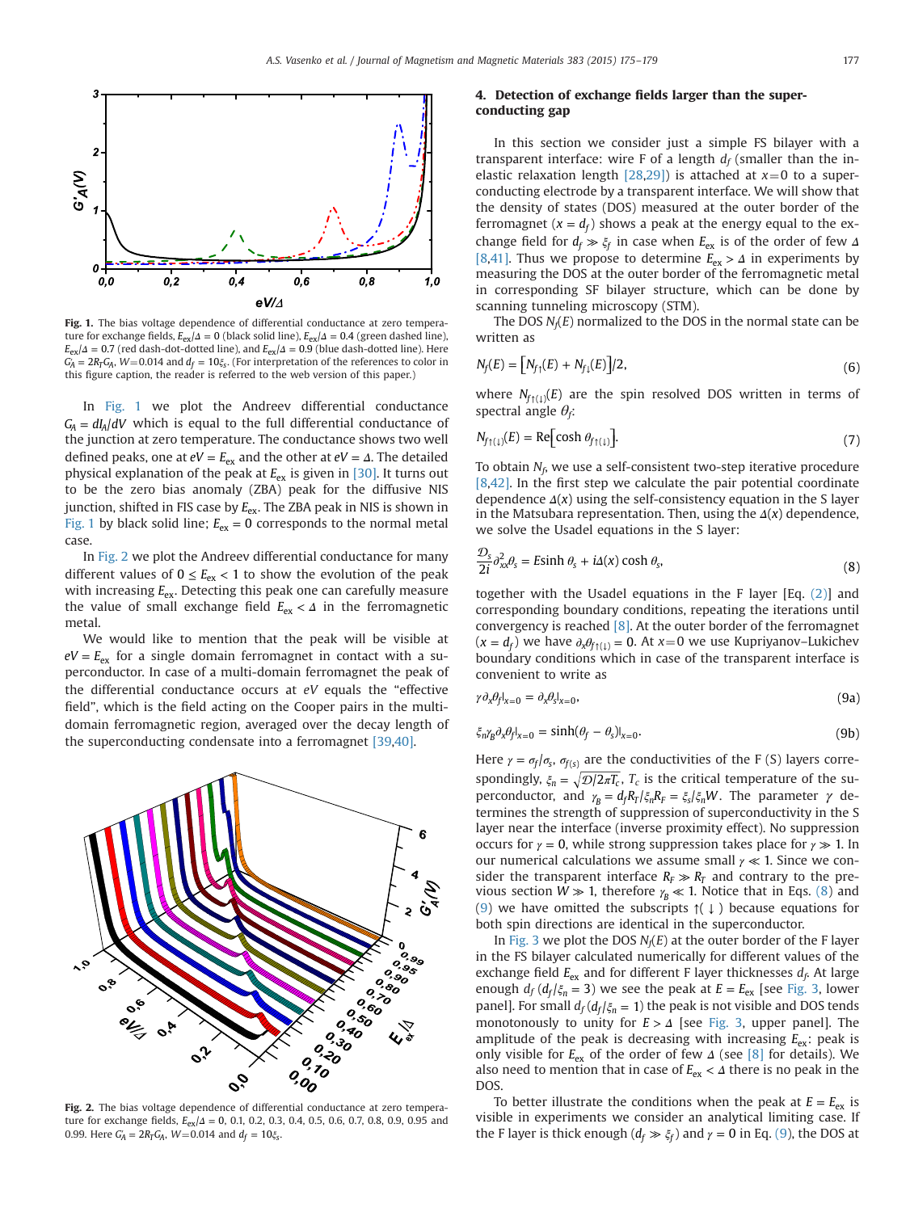Fig. 1. The bias voltage dependence of differential conductance at zero temperature for exchange fields, $E_{ex}/\Delta = 0$ (black solid line), $E_{ex}/\Delta = 0.4$ (green dashed line), $E_{ex}/\Delta = 0.7$ (red dash-dot-dotted line), and $E_{ex}/\Delta = 0.9$ (blue dash-dotted line). Here $G_A' = 2R_T G_A$, $W$=0.014 and $d_f = 10\xi_s$. (For interpretation of the references to color in this figure caption, the reader is referred to the web version of this paper.)

In Fig. 1 we plot the Andreev differential conductance $G_A = dI_A/dV$ which is equal to the full differential conductance of the junction at zero temperature. The conductance shows two well defined peaks, one at $eV = E_{ex}$ and the other at $eV = \Delta$. The detailed physical explanation of the peak at $E_{ex}$ is given in [30]. It turns out to be the zero bias anomaly (ZBA) peak for the diffusive NIS junction, shifted in FIS case by $E_{ex}$. The ZBA peak in NIS is shown in Fig. 1 by black solid line; $E_{ex} = 0$ corresponds to the normal metal case.

In Fig. 2 we plot the Andreev differential conductance for many different values of $0 \le E_{ex} < 1$ to show the evolution of the peak with increasing $E_{ex}$. Detecting this peak one can carefully measure the value of small exchange field $E_{ex} < \Delta$ in the ferromagnetic metal.

We would like to mention that the peak will be visible at $eV = E_{ex}$ for a single domain ferromagnet in contact with a superconductor. In case of a multi-domain ferromagnet the peak of the differential conductance occurs at $eV$ equals the "effective field", which is the field acting on the Cooper pairs in the multi-domain ferromagnetic region, averaged over the decay length of the superconducting condensate into a ferromagnet [39,40].

Fig. 2. The bias voltage dependence of differential conductance at zero temperature for exchange fields, $E_{ex}/\Delta$ = 0, 0.1, 0.2, 0.3, 0.4, 0.5, 0.6, 0.7, 0.8, 0.9, 0.95 and 0.99. Here $G_A' = 2R_T G_A$, $W$=0.014 and $d_f = 10\xi_s$.

## 4. Detection of exchange fields larger than the superconducting gap

In this section we consider just a simple FS bilayer with a transparent interface: wire F of a length $d_f$ (smaller than the inelastic relaxation length [28,29]) is attached at $x$=0 to a superconducting electrode by a transparent interface. We will show that the density of states (DOS) measured at the outer border of the ferromagnet ($x = d_f$) shows a peak at the energy equal to the exchange field for $d_f \gg \xi_f$ in case when $E_{ex}$ is of the order of few $\Delta$ [8,41]. Thus we propose to determine $E_{ex} > \Delta$ in experiments by measuring the DOS at the outer border of the ferromagnetic metal in corresponding SF bilayer structure, which can be done by scanning tunneling microscopy (STM).

The DOS $N_f(E)$ normalized to the DOS in the normal state can be written as

$$N_f(E) = \left[N_{f\uparrow}(E) + N_{f\downarrow}(E)\right]/2, \tag{6}$$

where $N_{f\uparrow(\downarrow)}(E)$ are the spin resolved DOS written in terms of spectral angle $\theta_f$:

$$N_{f\uparrow(\downarrow)}(E) = \mathrm{Re}\left[\cosh\theta_{f\uparrow(\downarrow)}\right]. \tag{7}$$

To obtain $N_f$, we use a self-consistent two-step iterative procedure [8,42]. In the first step we calculate the pair potential coordinate dependence $\Delta(x)$ using the self-consistency equation in the S layer in the Matsubara representation. Then, using the $\Delta(x)$ dependence, we solve the Usadel equations in the S layer:

$$\frac{\mathcal{D}_s}{2i}\partial_{xx}^2\theta_s = E\sinh\theta_s + i\Delta(x)\cosh\theta_s, \tag{8}$$

together with the Usadel equations in the F layer [Eq. (2)] and corresponding boundary conditions, repeating the iterations until convergency is reached [8]. At the outer border of the ferromagnet ($x = d_f$) we have $\partial_x\theta_{f\uparrow(\downarrow)} = 0$. At $x$=0 we use Kupriyanov–Lukichev boundary conditions which in case of the transparent interface is convenient to write as

$$\gamma\partial_x\theta_f|_{x=0} = \partial_x\theta_s|_{x=0}, \tag{9a}$$

$$\xi_n\gamma_B\partial_x\theta_f|_{x=0} = \sinh(\theta_f - \theta_s)|_{x=0}. \tag{9b}$$

Here $\gamma = \sigma_f/\sigma_s$, $\sigma_{f(s)}$ are the conductivities of the F (S) layers correspondingly, $\xi_n = \sqrt{\mathcal{D}/2\pi T_c}$, $T_c$ is the critical temperature of the superconductor, and $\gamma_B = d_f R_T/\xi_n R_F = \xi_s/\xi_n W$. The parameter $\gamma$ determines the strength of suppression of superconductivity in the S layer near the interface (inverse proximity effect). No suppression occurs for $\gamma = 0$, while strong suppression takes place for $\gamma \gg 1$. In our numerical calculations we assume small $\gamma \ll 1$. Since we consider the transparent interface $R_F \gg R_T$ and contrary to the previous section $W \gg 1$, therefore $\gamma_B \ll 1$. Notice that in Eqs. (8) and (9) we have omitted the subscripts $\uparrow(\downarrow)$ because equations for both spin directions are identical in the superconductor.

In Fig. 3 we plot the DOS $N_f(E)$ at the outer border of the F layer in the FS bilayer calculated numerically for different values of the exchange field $E_{ex}$ and for different F layer thicknesses $d_f$. At large enough $d_f$ ($d_f/\xi_n = 3$) we see the peak at $E = E_{ex}$ [see Fig. 3, lower panel]. For small $d_f$ ($d_f/\xi_n = 1$) the peak is not visible and DOS tends monotonously to unity for $E > \Delta$ [see Fig. 3, upper panel]. The amplitude of the peak is decreasing with increasing $E_{ex}$: peak is only visible for $E_{ex}$ of the order of few $\Delta$ (see [8] for details). We also need to mention that in case of $E_{ex} < \Delta$ there is no peak in the DOS.

To better illustrate the conditions when the peak at $E = E_{ex}$ is visible in experiments we consider an analytical limiting case. If the F layer is thick enough ($d_f \gg \xi_f$) and $\gamma = 0$ in Eq. (9), the DOS at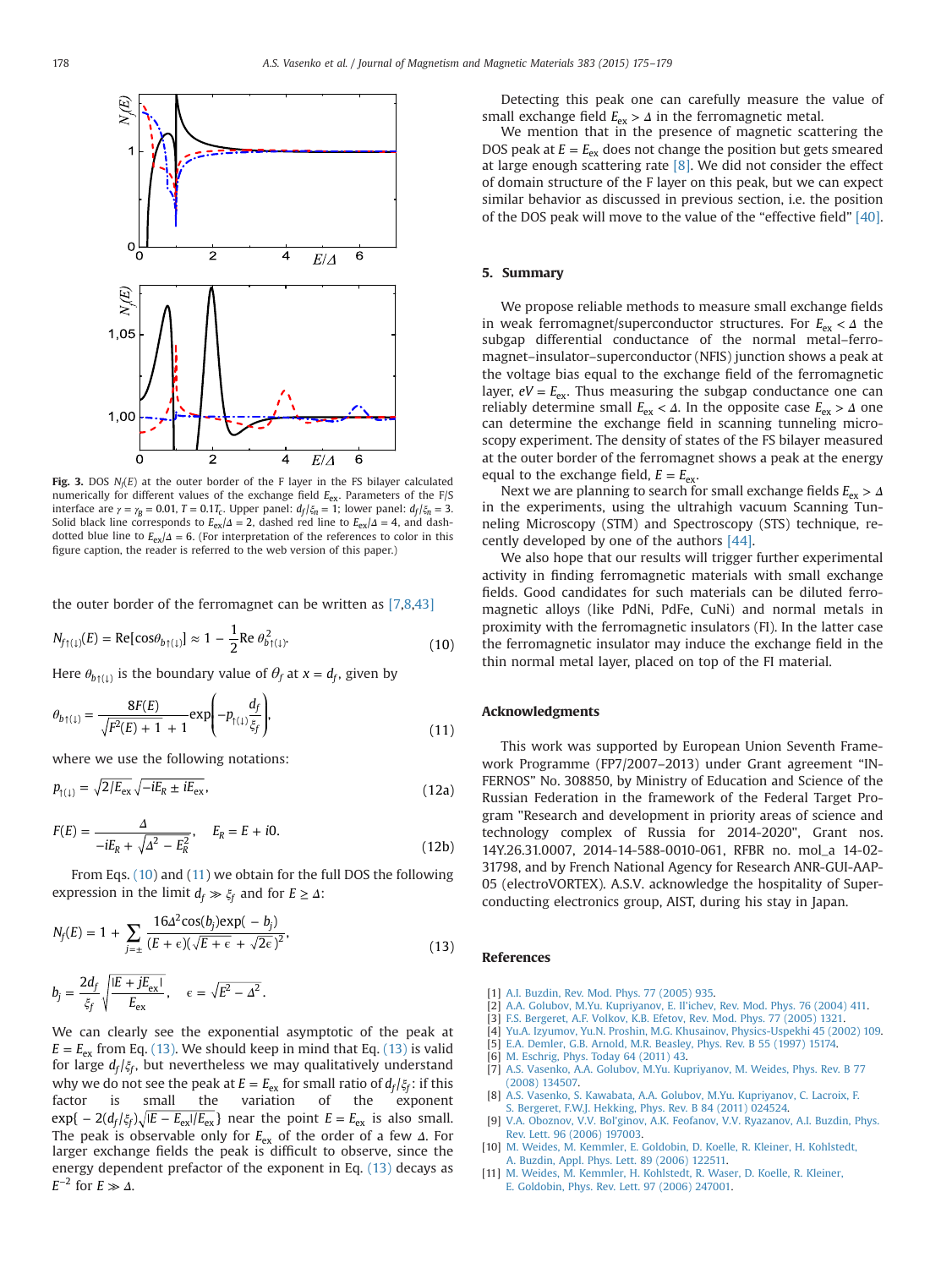**Fig. 3.** DOS $N_f(E)$ at the outer border of the F layer in the FS bilayer calculated numerically for different values of the exchange field $E_{ex}$. Parameters of the F/S interface are $\gamma = \gamma_B = 0.01$, $T = 0.1T_c$. Upper panel: $d_f/\xi_n = 1$; lower panel: $d_f/\xi_n = 3$. Solid black line corresponds to $E_{ex}/\Delta = 2$, dashed red line to $E_{ex}/\Delta = 4$, and dash-dotted blue line to $E_{ex}/\Delta = 6$. (For interpretation of the references to color in this figure caption, the reader is referred to the web version of this paper.)

the outer border of the ferromagnet can be written as [7,8,43]

$$N_{f\uparrow(\downarrow)}(E) = \mathrm{Re}[\cos\theta_{b\uparrow(\downarrow)}] \approx 1 - \frac{1}{2}\mathrm{Re}\,\theta^2_{b\uparrow(\downarrow)}. \tag{10}$$

Here $\theta_{b\uparrow(\downarrow)}$ is the boundary value of $\theta_f$ at $x = d_f$, given by

$$\theta_{b\uparrow(\downarrow)} = \frac{8F(E)}{\sqrt{F^2(E)+1}+1}\exp\left(-p_{\uparrow(\downarrow)}\frac{d_f}{\xi_f}\right), \tag{11}$$

where we use the following notations:

$$p_{\uparrow(\downarrow)} = \sqrt{2/E_{ex}}\sqrt{-iE_R \pm iE_{ex}}, \tag{12a}$$

$$F(E) = \frac{\Delta}{-iE_R + \sqrt{\Delta^2 - E_R^2}}, \quad E_R = E + i0. \tag{12b}$$

From Eqs. (10) and (11) we obtain for the full DOS the following expression in the limit $d_f \gg \xi_f$ and for $E \geq \Delta$:

$$N_f(E) = 1 + \sum_{j=\pm}\frac{16\Delta^2\cos(b_j)\exp(-b_j)}{(E+\epsilon)(\sqrt{E+\epsilon}+\sqrt{2\epsilon})^2}, \tag{13}$$

$$b_j = \frac{2d_f}{\xi_f}\sqrt{\frac{|E + jE_{ex}|}{E_{ex}}}, \quad \epsilon = \sqrt{E^2 - \Delta^2}.$$

We can clearly see the exponential asymptotic of the peak at $E = E_{ex}$ from Eq. (13). We should keep in mind that Eq. (13) is valid for large $d_f/\xi_f$, but nevertheless we may qualitatively understand why we do not see the peak at $E = E_{ex}$ for small ratio of $d_f/\xi_f$: if this factor is small the variation of the exponent $\exp\{-2(d_f/\xi_f)\sqrt{|E - E_{ex}|/E_{ex}}\}$ near the point $E = E_{ex}$ is also small. The peak is observable only for $E_{ex}$ of the order of a few $\Delta$. For larger exchange fields the peak is difficult to observe, since the energy dependent prefactor of the exponent in Eq. (13) decays as $E^{-2}$ for $E \gg \Delta$.

Detecting this peak one can carefully measure the value of small exchange field $E_{ex} > \Delta$ in the ferromagnetic metal.

We mention that in the presence of magnetic scattering the DOS peak at $E = E_{ex}$ does not change the position but gets smeared at large enough scattering rate [8]. We did not consider the effect of domain structure of the F layer on this peak, but we can expect similar behavior as discussed in previous section, i.e. the position of the DOS peak will move to the value of the "effective field" [40].

## 5. Summary

We propose reliable methods to measure small exchange fields in weak ferromagnet/superconductor structures. For $E_{ex} < \Delta$ the subgap differential conductance of the normal metal–ferromagnet–insulator–superconductor (NFIS) junction shows a peak at the voltage bias equal to the exchange field of the ferromagnetic layer, $eV = E_{ex}$. Thus measuring the subgap conductance one can reliably determine small $E_{ex} < \Delta$. In the opposite case $E_{ex} > \Delta$ one can determine the exchange field in scanning tunneling microscopy experiment. The density of states of the FS bilayer measured at the outer border of the ferromagnet shows a peak at the energy equal to the exchange field, $E = E_{ex}$.

Next we are planning to search for small exchange fields $E_{ex} > \Delta$ in the experiments, using the ultrahigh vacuum Scanning Tunneling Microscopy (STM) and Spectroscopy (STS) technique, recently developed by one of the authors [44].

We also hope that our results will trigger further experimental activity in finding ferromagnetic materials with small exchange fields. Good candidates for such materials can be diluted ferromagnetic alloys (like PdNi, PdFe, CuNi) and normal metals in proximity with the ferromagnetic insulators (FI). In the latter case the ferromagnetic insulator may induce the exchange field in the thin normal metal layer, placed on top of the FI material.

## Acknowledgments

This work was supported by European Union Seventh Framework Programme (FP7/2007–2013) under Grant agreement "INFERNOS" No. 308850, by Ministry of Education and Science of the Russian Federation in the framework of the Federal Target Program "Research and development in priority areas of science and technology complex of Russia for 2014-2020", Grant nos. 14Y.26.31.0007, 2014-14-588-0010-061, RFBR no. mol_a 14-02-31798, and by French National Agency for Research ANR-GUI-AAP-05 (electroVORTEX). A.S.V. acknowledge the hospitality of Superconducting electronics group, AIST, during his stay in Japan.

## References

[1] A.I. Buzdin, Rev. Mod. Phys. 77 (2005) 935.
[2] A.A. Golubov, M.Yu. Kupriyanov, E. Il'ichev, Rev. Mod. Phys. 76 (2004) 411.
[3] F.S. Bergeret, A.F. Volkov, K.B. Efetov, Rev. Mod. Phys. 77 (2005) 1321.
[4] Yu.A. Izyumov, Yu.N. Proshin, M.G. Khusainov, Physics-Uspekhi 45 (2002) 109.
[5] E.A. Demler, G.B. Arnold, M.R. Beasley, Phys. Rev. B 55 (1997) 15174.
[6] M. Eschrig, Phys. Today 64 (2011) 43.
[7] A.S. Vasenko, A.A. Golubov, M.Yu. Kupriyanov, M. Weides, Phys. Rev. B 77 (2008) 134507.
[8] A.S. Vasenko, S. Kawabata, A.A. Golubov, M.Yu. Kupriyanov, C. Lacroix, F. S. Bergeret, F.W.J. Hekking, Phys. Rev. B 84 (2011) 024524.
[9] V.A. Oboznov, V.V. Bol'ginov, A.K. Feofanov, V.V. Ryazanov, A.I. Buzdin, Phys. Rev. Lett. 96 (2006) 197003.
[10] M. Weides, M. Kemmler, E. Goldobin, D. Koelle, R. Kleiner, H. Kohlstedt, A. Buzdin, Appl. Phys. Lett. 89 (2006) 122511.
[11] M. Weides, M. Kemmler, H. Kohlstedt, R. Waser, D. Koelle, R. Kleiner, E. Goldobin, Phys. Rev. Lett. 97 (2006) 247001.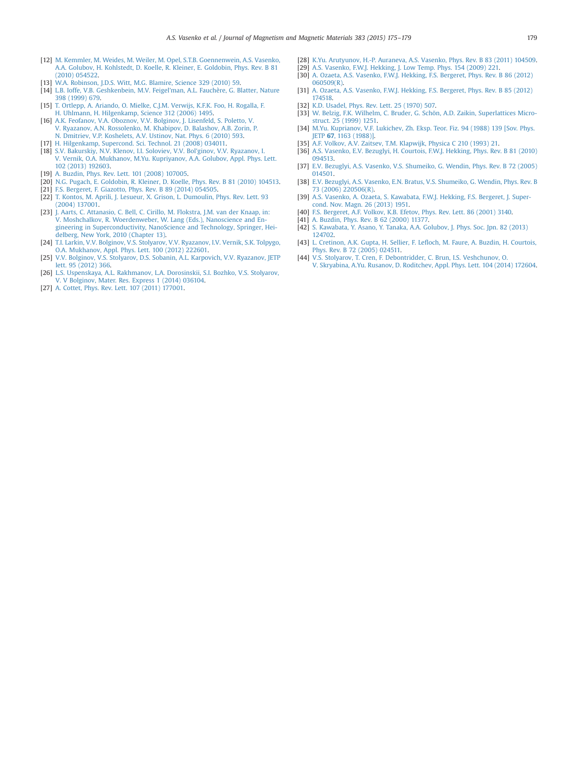[12] M. Kemmler, M. Weides, M. Weiler, M. Opel, S.T.B. Goennenwein, A.S. Vasenko, A.A. Golubov, H. Kohlstedt, D. Koelle, R. Kleiner, E. Goldobin, Phys. Rev. B 81 (2010) 054522.

[13] W.A. Robinson, J.D.S. Witt, M.G. Blamire, Science 329 (2010) 59.

[14] L.B. Ioffe, V.B. Geshkenbein, M.V. Feigel'man, A.L. Fauchère, G. Blatter, Nature 398 (1999) 679.

[15] T. Ortlepp, A. Ariando, O. Mielke, C.J.M. Verwijs, K.F.K. Foo, H. Rogalla, F. H. Uhlmann, H. Hilgenkamp, Science 312 (2006) 1495.

[16] A.K. Feofanov, V.A. Oboznov, V.V. Bolginov, J. Lisenfeld, S. Poletto, V. V. Ryazanov, A.N. Rossolenko, M. Khabipov, D. Balashov, A.B. Zorin, P. N. Dmitriev, V.P. Koshelets, A.V. Ustinov, Nat. Phys. 6 (2010) 593.

[17] H. Hilgenkamp, Supercond. Sci. Technol. 21 (2008) 034011.

[18] S.V. Bakurskiy, N.V. Klenov, I.I. Soloviev, V.V. Bol'ginov, V.V. Ryazanov, I. V. Vernik, O.A. Mukhanov, M.Yu. Kupriyanov, A.A. Golubov, Appl. Phys. Lett. 102 (2013) 192603.

[19] A. Buzdin, Phys. Rev. Lett. 101 (2008) 107005.

[20] N.G. Pugach, E. Goldobin, R. Kleiner, D. Koelle, Phys. Rev. B 81 (2010) 104513.

[21] F.S. Bergeret, F. Giazotto, Phys. Rev. B 89 (2014) 054505.

[22] T. Kontos, M. Aprili, J. Lesueur, X. Grison, L. Dumoulin, Phys. Rev. Lett. 93 (2004) 137001.

[23] J. Aarts, C. Attanasio, C. Bell, C. Cirillo, M. Flokstra, J.M. van der Knaap, in: V. Moshchalkov, R. Woerdenweber, W. Lang (Eds.), Nanoscience and Engineering in Superconductivity, NanoScience and Technology, Springer, Heidelberg, New York, 2010 (Chapter 13).

[24] T.I. Larkin, V.V. Bolginov, V.S. Stolyarov, V.V. Ryazanov, I.V. Vernik, S.K. Tolpygo, O.A. Mukhanov, Appl. Phys. Lett. 100 (2012) 222601.

[25] V.V. Bolginov, V.S. Stolyarov, D.S. Sobanin, A.L. Karpovich, V.V. Ryazanov, JETP lett. 95 (2012) 366.

[26] L.S. Uspenskaya, A.L. Rakhmanov, L.A. Dorosinskii, S.I. Bozhko, V.S. Stolyarov, V. V Bolginov, Mater. Res. Express 1 (2014) 036104.

[27] A. Cottet, Phys. Rev. Lett. 107 (2011) 177001.

[28] K.Yu. Arutyunov, H.-P. Auraneva, A.S. Vasenko, Phys. Rev. B 83 (2011) 104509.

[29] A.S. Vasenko, F.W.J. Hekking, J. Low Temp. Phys. 154 (2009) 221.

[30] A. Ozaeta, A.S. Vasenko, F.W.J. Hekking, F.S. Bergeret, Phys. Rev. B 86 (2012) 060509(R).

[31] A. Ozaeta, A.S. Vasenko, F.W.J. Hekking, F.S. Bergeret, Phys. Rev. B 85 (2012) 174518.

[32] K.D. Usadel, Phys. Rev. Lett. 25 (1970) 507.

[33] W. Belzig, F.K. Wilhelm, C. Bruder, G. Schön, A.D. Zaikin, Superlattices Microstruct. 25 (1999) 1251.

[34] M.Yu. Kuprianov, V.F. Lukichev, Zh. Eksp. Teor. Fiz. 94 (1988) 139 [Sov. Phys. JETP **67**, 1163 (1988)].

[35] A.F. Volkov, A.V. Zaitsev, T.M. Klapwijk, Physica C 210 (1993) 21.

[36] A.S. Vasenko, E.V. Bezuglyi, H. Courtois, F.W.J. Hekking, Phys. Rev. B 81 (2010) 094513.

[37] E.V. Bezuglyi, A.S. Vasenko, V.S. Shumeiko, G. Wendin, Phys. Rev. B 72 (2005) 014501.

[38] E.V. Bezuglyi, A.S. Vasenko, E.N. Bratus, V.S. Shumeiko, G. Wendin, Phys. Rev. B 73 (2006) 220506(R).

[39] A.S. Vasenko, A. Ozaeta, S. Kawabata, F.W.J. Hekking, F.S. Bergeret, J. Supercond. Nov. Magn. 26 (2013) 1951.

[40] F.S. Bergeret, A.F. Volkov, K.B. Efetov, Phys. Rev. Lett. 86 (2001) 3140.

[41] A. Buzdin, Phys. Rev. B 62 (2000) 11377.

[42] S. Kawabata, Y. Asano, Y. Tanaka, A.A. Golubov, J. Phys. Soc. Jpn. 82 (2013) 124702.

[43] L. Cretinon, A.K. Gupta, H. Sellier, F. Lefloch, M. Faure, A. Buzdin, H. Courtois, Phys. Rev. B 72 (2005) 024511.

[44] V.S. Stolyarov, T. Cren, F. Debontridder, C. Brun, I.S. Veshchunov, O. V. Skryabina, A.Yu. Rusanov, D. Roditchev, Appl. Phys. Lett. 104 (2014) 172604.